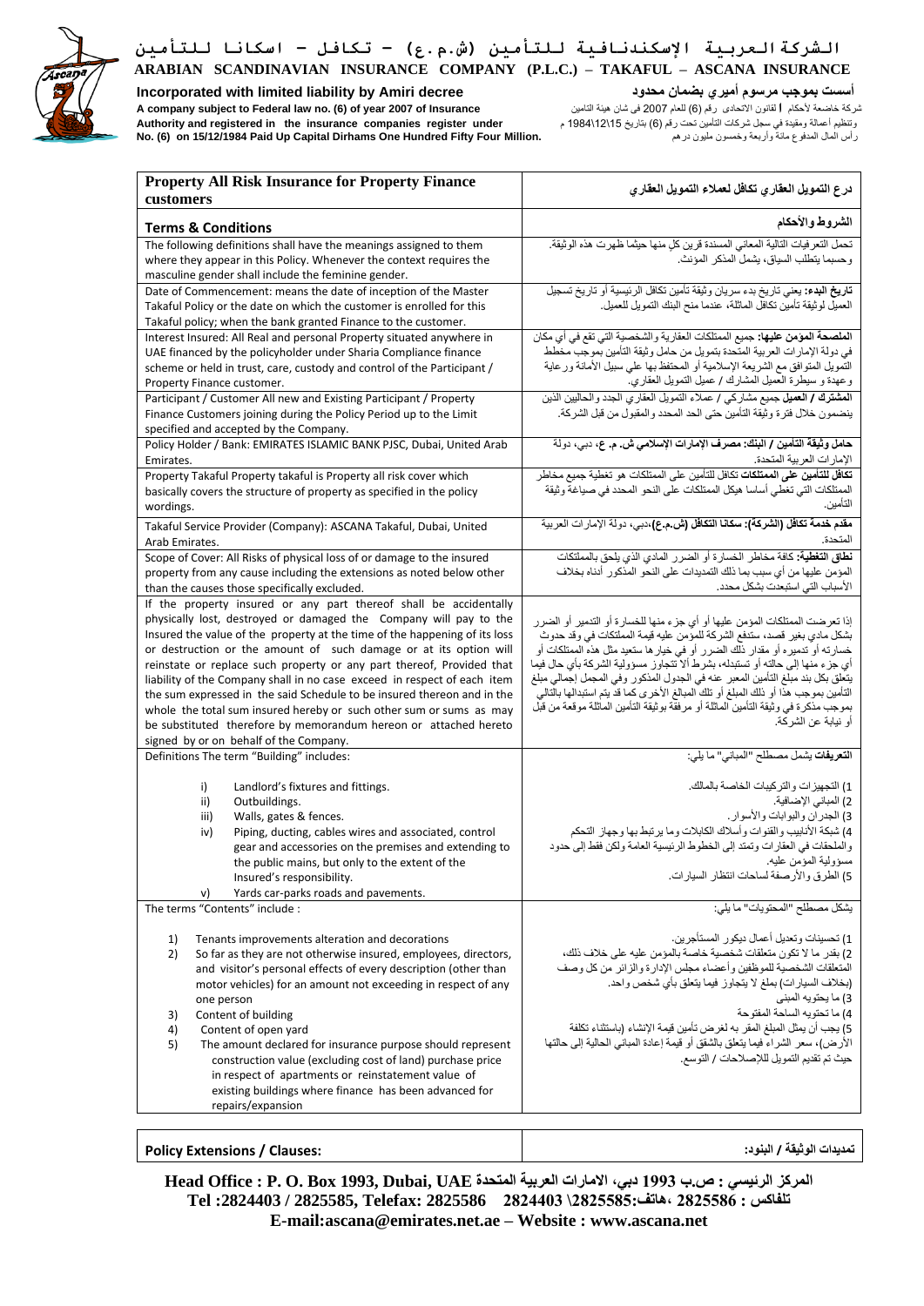# الشركة العربية الإسكندنافية للتأمين (ش.م.ع) – تكافل – اسكانا للتأمين

# ARABIAN SCANDINAVIAN INSURANCE COMPANY (P.L.C.) – TAKAFUL – ASCANA INSURANCE

**Incorporated with limited liability by Amiri decree**

A company subject to Federal law no. (6) of year 2007 of Insurance Authority and registered in the insurance companies register under No. (6) on 15/12/1984 Paid Up Capital Dirhams One Hundred Fifty Four Million.

**أسست بموجب مرسوم أميري بضمان محدود**

شركة خاضعة لأحكام القانون الاتحادي رقم (6) للعام 2007 في شان هيئة التامين وتنظيم أعماله ومقيدة في سجل شركات التأمين تحت رقم (6) بتاريخ 15\12\1984 م رأس المال المدفوع مائة وأربعة وخمسون مليون درهم

| Property All Risk Insurance for Property Finance customers | درع التمويل العقاري تكافل لعملاء التمويل العقاري |
|---|---|
| **Terms & Conditions** | **الشروط والأحكام** |
| The following definitions shall have the meanings assigned to them where they appear in this Policy. Whenever the context requires the masculine gender shall include the feminine gender. | تحمل التعريفات التالية المعاني المسندة قرين كل منها حيثما ظهرت هذه الوثيقة. وحسبما يتطلب السياق، يشمل المذكر المؤنث. |
| Date of Commencement: means the date of inception of the Master Takaful Policy or the date on which the customer is enrolled for this Takaful policy; when the bank granted Finance to the customer. | **تاريخ البدء:** يعني تاريخ بدء سريان وثيقة تأمين تكافل الرئيسية أو تاريخ تسجيل العميل لوثيقة تأمين تكافل الماثلة، عندما منح البنك التمويل للعميل. |
| Interest Insured: All Real and personal Property situated anywhere in UAE financed by the policyholder under Sharia Compliance finance scheme or held in trust, care, custody and control of the Participant / Property Finance customer. | **الملحمة المؤمن عليها:** جميع الممتلكات العقارية والشخصية التي تقع في أي مكان في دولة الإمارات العربية المتحدة بتمويل من حامل وثيقة التأمين بموجب مخطط التمويل المتوافق مع الشريعة الإسلامية أو المحتفظ بها على سبيل الأمانة ورعاية وعهدة و سيطرة العميل المشارك / عميل التمويل العقاري. |
| Participant / Customer All new and Existing Participant / Property Finance Customers joining during the Policy Period up to the Limit specified and accepted by the Company. | **المشترك / العميل** جميع مشاركي / عملاء التمويل العقاري الجدد والحاليين الذين ينضمون خلال فترة وثيقة التأمين حتى الحد المحدد والمقبول من قبل الشركة. |
| Policy Holder / Bank: EMIRATES ISLAMIC BANK PJSC, Dubai, United Arab Emirates. | **حامل وثيقة التأمين / البنك: مصرف الإمارات الإسلامي ش. م. ع،** دبي، دولة الإمارات العربية المتحدة. |
| Property Takaful Property takaful is Property all risk cover which basically covers the structure of property as specified in the policy wordings. | **تكافل للتأمين على الممتلكات** تكافل للتأمين على الممتلكات هو تغطية جميع مخاطر الممتلكات التي تغطي أساسا هيكل الممتلكات على النحو المحدد في صياغة وثيقة التأمين. |
| Takaful Service Provider (Company): ASCANA Takaful, Dubai, United Arab Emirates. | **مقدم خدمة تكافل (الشركة): سكانا التكافل (ش.م.ع)،** دبي، دولة الإمارات العربية المتحدة. |
| Scope of Cover: All Risks of physical loss of or damage to the insured property from any cause including the extensions as noted below other than the causes those specifically excluded. | **نطاق التغطية:** كافة مخاطر الخسارة أو الضرر المادي الذي يلحق بالممتلكات المؤمن عليها من أي سبب بما ذلك التمديدات على النحو المذكور أدناه بخلاف الأسباب التي استبعدت بشكل محدد. |
| If the property insured or any part thereof shall be accidentally physically lost, destroyed or damaged the Company will pay to the Insured the value of the property at the time of the happening of its loss or destruction or the amount of such damage or at its option will reinstate or replace such property or any part thereof, Provided that liability of the Company shall in no case exceed in respect of each item the sum expressed in the said Schedule to be insured thereon and in the whole the total sum insured hereby or such other sum or sums as may be substituted therefore by memorandum hereon or attached hereto signed by or on behalf of the Company. | إذا تعرضت الممتلكات المؤمن عليها أو أي جزء منها للخسارة أو التدمير أو الضرر بشكل مادي بغير قصد، ستدفع الشركة للمؤمن عليه قيمة الممتلكات في وقد حدوث خسارته أو تدميره أو مقدار ذلك الضرر أو في خيارها ستعيد مثل هذه الممتلكات أو أي جزء منها إلى حالته أو تستبدله، بشرط ألا تتجاوز مسؤولية الشركة بأي حال فيما يتعلق بكل بند مبلغ التأمين المعبر عنه في الجدول المذكور وفي المجمل إجمالي مبلغ التأمين بموجب هذا أو ذلك المبلغ أو تلك المبالغ الأخرى كما قد يتم استبدالها بالتالي بموجب مذكرة في وثيقة التأمين الماثلة أو مرفقة بوثيقة التأمين الماثلة موقعة من قبل أو نيابة عن الشركة. |
| Definitions The term "Building" includes:<br><br>i) Landlord's fixtures and fittings.<br>ii) Outbuildings.<br>iii) Walls, gates & fences.<br>iv) Piping, ducting, cables wires and associated, control gear and accessories on the premises and extending to the public mains, but only to the extent of the Insured's responsibility.<br>v) Yards car-parks roads and pavements. | **التعريفات** يشمل مصطلح "المباني" ما يلي:<br><br>1) التجهيزات والتركيبات الخاصة بالمالك.<br>2) المباني الإضافية.<br>3) الجدران والبوابات والأسوار.<br>4) شبكة الأنابيب والقنوات وأسلاك الكابلات وما يرتبط بها وجهاز التحكم والملحقات في العقارات وتمتد إلى الخطوط الرئيسية العامة ولكن فقط إلى حدود مسؤولية المؤمن عليه.<br>5) الطرق والأرصفة لساحات انتظار السيارات. |
| The terms "Contents" include :<br><br>1) Tenants improvements alteration and decorations<br>2) So far as they are not otherwise insured, employees, directors, and visitor's personal effects of every description (other than motor vehicles) for an amount not exceeding in respect of any one person<br>3) Content of building<br>4) Content of open yard<br>5) The amount declared for insurance purpose should represent construction value (excluding cost of land) purchase price in respect of apartments or reinstatement value of existing buildings where finance has been advanced for repairs/expansion | يشكل مصطلح "المحتويات" ما يلي:<br><br>1) تحسينات وتعديل أعمال ديكور المستأجرين.<br>2) بقدر ما لا تكون متعلقات شخصية خاصة بالمؤمن عليه على خلاف ذلك، المتعلقات الشخصية للموظفين وأعضاء مجلس الإدارة والزائر من كل وصف (بخلاف السيارات) بمبلغ لا يتجاوز فيما يتعلق بأي شخص واحد.<br>3) ما يحتويه المبنى<br>4) ما تحتويه الساحة المفتوحة<br>5) يجب أن يمثل المبلغ المقر به لغرض تأمين قيمة الإنشاء (باستثناء تكلفة الأرض)، سعر الشراء فيما يتعلق بالشقق أو قيمة إعادة المباني الحالية إلى حالتها حيث تم تقديم التمويل للإصلاحات / التوسع. |

| **Policy Extensions / Clauses:** | **تمديدات الوثيقة / البنود:** |
|---|---|

**Head Office : P. O. Box 1993, Dubai, UAE المركز الرئيسي : ص.ب 1993 دبي، الامارات العربية المتحدة**

**Tel :2824403 / 2825585, Telefax: 2825586 تلفاكس : 2825586 ،هاتف:2825585\ 2824403**

**E-mail:ascana@emirates.net.ae – Website : www.ascana.net**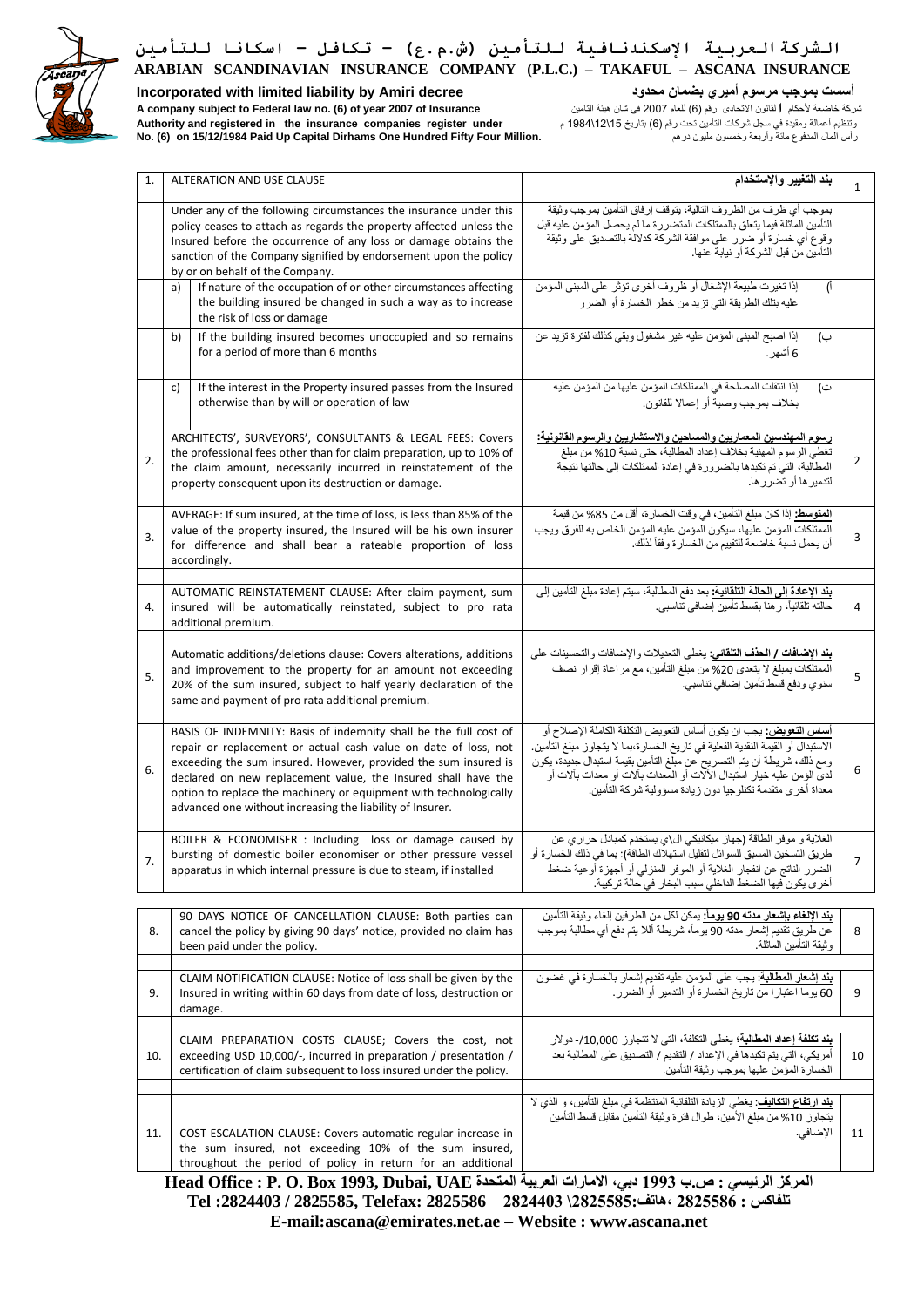# الـشركـة الـعـربـيـة الإسـكـنـدنـافـيـة لـلـتـأمـيـن (ش.م.ع) – تـكـافـل – اسـكـانـا لـلـتـأمـيـن

## ARABIAN SCANDINAVIAN INSURANCE COMPANY (P.L.C.) – TAKAFUL – ASCANA INSURANCE

**Incorporated with limited liability by Amiri decree** | **أسست بموجب مرسوم أميري بضمان محدود**

A company subject to Federal law no. (6) of year 2007 of Insurance Authority and registered in the insurance companies register under No. (6) on 15/12/1984 Paid Up Capital Dirhams One Hundred Fifty Four Million.

شركة خاضعة لأحكام القانون الاتحادي رقم (6) للعام 2007 في شان هيئة التامين وتنظيم اعماله ومقيدة في سجل شركات التامين تحت رقم (6) بتاريخ 15\12\1984 م رأس المال المدفوع مائة وأربعة وخمسون مليون درهم

| | | |
|---|---|---|
| 1. | ALTERATION AND USE CLAUSE | **بند التغيير والإستخدام** |
| | Under any of the following circumstances the insurance under this policy ceases to attach as regards the property affected unless the Insured before the occurrence of any loss or damage obtains the sanction of the Company signified by endorsement upon the policy by or on behalf of the Company. | بموجب أي ظرف من الظروف التالية، يتوقف إرفاق التأمين بموجب وثيقة التأمين الماثلة فيما يتعلق بالممتلكات المتضررة ما لم يحصل المؤمن عليه قبل وقوع أي خسارة أو ضرر على موافقة الشركة كدلالة بالتصديق على وثيقة التأمين من قبل الشركة أو نيابة عنها. |
| | a) If nature of the occupation of or other circumstances affecting the building insured be changed in such a way as to increase the risk of loss or damage | أ) إذا تغيرت طبيعة الإشغال أو ظروف أخرى تؤثر على المبنى المؤمن عليه بتلك الطريقة التي تزيد من خطر الخسارة أو الضرر |
| | b) If the building insured becomes unoccupied and so remains for a period of more than 6 months | ب) إذا اصبح المبنى المؤمن عليه غير مشغول وبقي كذلك لفترة تزيد عن 6 أشهر. |
| | c) If the interest in the Property insured passes from the Insured otherwise than by will or operation of law | ت) إذا انتقلت المصلحة في الممتلكات المؤمن عليها من المؤمن عليه بخلاف بموجب وصية أو إعمالا للقانون. |
| 2. | ARCHITECTS', SURVEYORS', CONSULTANTS & LEGAL FEES: Covers the professional fees other than for claim preparation, up to 10% of the claim amount, necessarily incurred in reinstatement of the property consequent upon its destruction or damage. | **رسوم المهندسين المعماريين والمساحين والاستشاريين والرسوم القانونية:** تغطي الرسوم المهنية بخلاف إعداد المطالبة، حتى نسبة 10% من مبلغ المطالبة، التي تم تكبدها بالضرورة في إعادة الممتلكات إلى حالتها نتيجة لتدميرها أو تضررها. |
| 3. | AVERAGE: If sum insured, at the time of loss, is less than 85% of the value of the property insured, the Insured will be his own insurer for difference and shall bear a rateable proportion of loss accordingly. | **المتوسط:** إذا كان مبلغ التأمين، في وقت الخسارة، أقل من 85% من قيمة الممتلكات المؤمن عليها، سيكون المؤمن عليه المؤمن الخاص به للفرق ويجب أن يحمل نسبة خاضعة للتقييم من الخسارة وفقاً لذلك. |
| 4. | AUTOMATIC REINSTATEMENT CLAUSE: After claim payment, sum insured will be automatically reinstated, subject to pro rata additional premium. | **بند الإعادة إلى الحالة التلقائية:** بعد دفع المطالبة، سيتم إعادة مبلغ التأمين إلى حالته تلقائياً، رهنا بقسط تأمين إضافي تناسبي. |
| 5. | Automatic additions/deletions clause: Covers alterations, additions and improvement to the property for an amount not exceeding 20% of the sum insured, subject to half yearly declaration of the same and payment of pro rata additional premium. | **بند الإضافات / الحذف التلقائي:** يغطي التعديلات والإضافات والتحسينات على الممتلكات بمبلغ لا يتعدى 20% من مبلغ التأمين، مع مراعاة إقرار نصف سنوي ودفع قسط تأمين إضافي تناسبي. |
| 6. | BASIS OF INDEMNITY: Basis of indemnity shall be the full cost of repair or replacement or actual cash value on date of loss, not exceeding the sum insured. However, provided the sum insured is declared on new replacement value, the Insured shall have the option to replace the machinery or equipment with technologically advanced one without increasing the liability of Insurer. | **أساس التعويض:** يجب ان يكون أساس التعويض التكلفة الكاملة الإصلاح أو الاستبدال أو القيمة النقدية الفعلية في تاريخ الخسارة،بما لا يتجاوز مبلغ التأمين. ومع ذلك، شريطة أن يتم التصريح عن مبلغ التأمين بقيمة استبدال جديدة، يكون لدى المؤمن عليه خيار استبدال الآلات أو المعدات بآلات أو معدات بآلات أو معداة أخرى متقدمة تكنلوجيا دون زيادة مسؤولية شركة التأمين. |
| 7. | BOILER & ECONOMISER : Including loss or damage caused by bursting of domestic boiler economiser or other pressure vessel apparatus in which internal pressure is due to steam, if installed | الغلاية و موفر الطاقة (جهاز ميكانيكي ال\ي يستخدم كمبادل حراري عن طريق التسخين المسبق للسوائل لتقليل استهلاك الطاقة): بما في ذلك الخسارة أو الضرر الناتج عن انفجار الغلاية أو الموفر المنزلي أو أجهزة أوعية ضغط أخرى يكون فيها الضغط الداخلي سبب البخار في حالة تركيبة. |
| 8. | 90 DAYS NOTICE OF CANCELLATION CLAUSE: Both parties can cancel the policy by giving 90 days' notice, provided no claim has been paid under the policy. | **بند الإلغاء بإشعار مدته 90 يوماً:** يمكن لكل من الطرفين إلغاء وثيقة التأمين عن طريق تقديم إشعار مدته 90 يوماً، شريطة ألا يتم دفع أي مطالبة بموجب وثيقة التأمين الماثلة. |
| 9. | CLAIM NOTIFICATION CLAUSE: Notice of loss shall be given by the Insured in writing within 60 days from date of loss, destruction or damage. | **بند إشعار المطالبة:** يجب على المؤمن عليه تقديم إشعار بالخسارة في غضون 60 يوما اعتبارا من تاريخ الخسارة أو التدمير أو الضرر. |
| 10. | CLAIM PREPARATION COSTS CLAUSE; Covers the cost, not exceeding USD 10,000/-, incurred in preparation / presentation / certification of claim subsequent to loss insured under the policy. | **بند تكلفة إعداد المطالبة:** يغطي التكلفة، التي لا تتجاوز 10,000/- دولار أمريكي، التي يتم تكبدها في الإعداد / التقديم / التصديق على المطالبة بعد الخسارة المؤمن عليها بموجب وثيقة التأمين. |
| 11. | COST ESCALATION CLAUSE: Covers automatic regular increase in the sum insured, not exceeding 10% of the sum insured, throughout the period of policy in return for an additional | **بند ارتفاع التكاليف:** يغطي الزيادة التلقائية المنتظمة في مبلغ التأمين، و الذي لا يتجاوز 10% من مبلغ الأمين، طوال فترة وثيقة التأمين مقابل قسط التأمين الإضافي. |

**Head Office : P. O. Box 1993, Dubai, UAE المركز الرئيسي : ص.ب 1993 دبي، الامارات العربية المتحدة**

**Tel :2824403 / 2825585, Telefax: 2825586 تلفاكس : 2825586 ،هاتف:2825585\ 2824403**

**E-mail:ascana@emirates.net.ae – Website : www.ascana.net**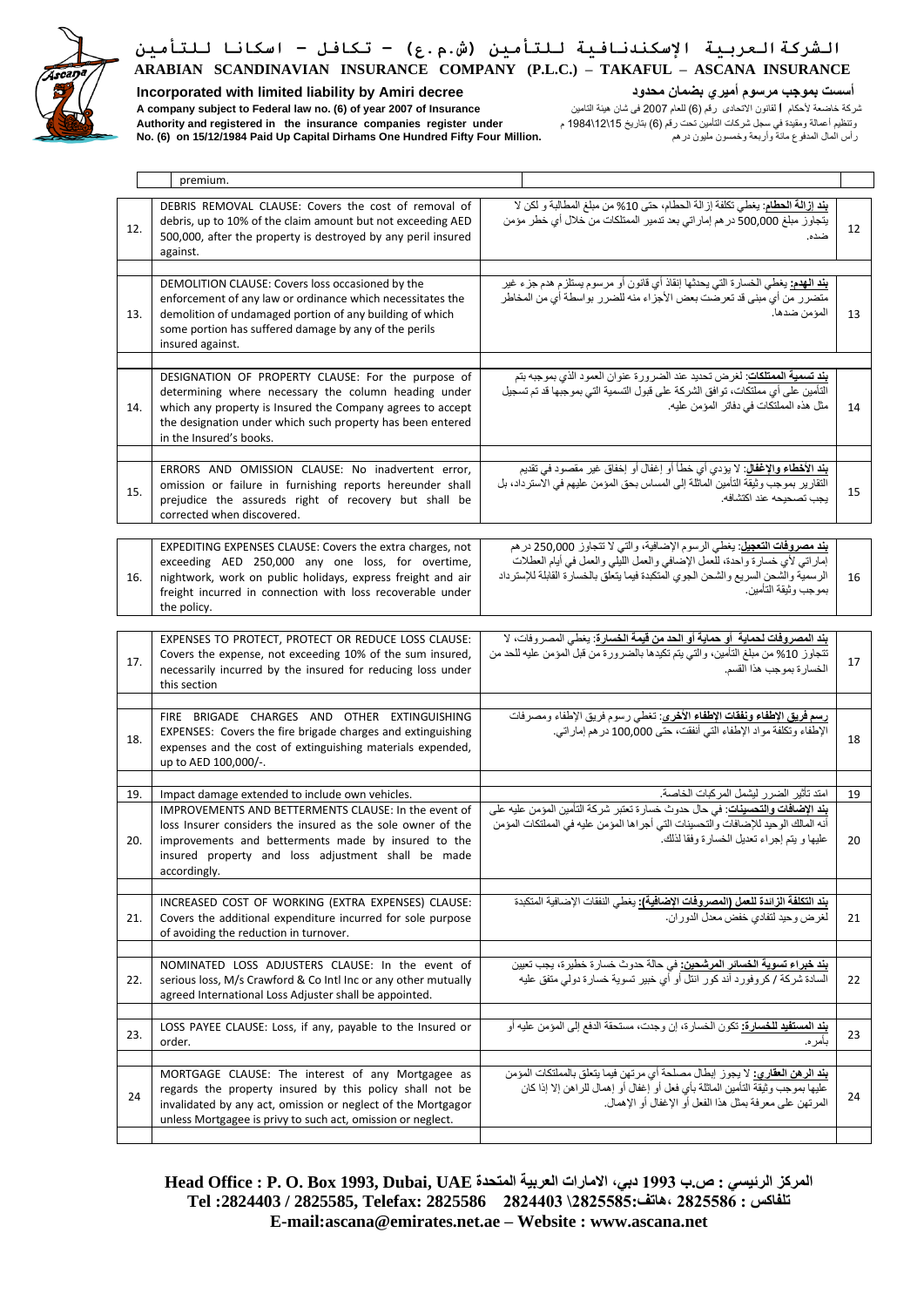| | | | |
|---|---|---|---|
| | premium. | | |
| 12. | DEBRIS REMOVAL CLAUSE: Covers the cost of removal of debris, up to 10% of the claim amount but not exceeding AED 500,000, after the property is destroyed by any peril insured against. | **بند إزالة الحطام**: يغطي تكلفة إزالة الحطام، حتى 10% من مبلغ المطالبة و لكن لا يتجاوز مبلغ 500,000 درهم إماراتي بعد تدمير الممتلكات من خلال أي خطر مؤمن ضده. | 12 |
| 13. | DEMOLITION CLAUSE: Covers loss occasioned by the enforcement of any law or ordinance which necessitates the demolition of undamaged portion of any building of which some portion has suffered damage by any of the perils insured against. | **بند الهدم:** يغطي الخسارة التي يحدثها إنفاذ أي قانون أو مرسوم يستلزم هدم جزء غير متضرر من أي مبنى قد تعرضت بعض الأجزاء منه للضرر بواسطة أي من المخاطر المؤمن ضدها. | 13 |
| 14. | DESIGNATION OF PROPERTY CLAUSE: For the purpose of determining where necessary the column heading under which any property is Insured the Company agrees to accept the designation under which such property has been entered in the Insured's books. | **بند تسمية الممتلكات**: لغرض تحديد عند الضرورة عنوان العمود الذي بموجبه يتم التأمين على أي ممتلكات، توافق الشركة على قبول التسمية التي بموجبها قد تم تسجيل مثل هذه الممتلكات في دفاتر المؤمن عليه. | 14 |
| 15. | ERRORS AND OMISSION CLAUSE: No inadvertent error, omission or failure in furnishing reports hereunder shall prejudice the assureds right of recovery but shall be corrected when discovered. | **بند الأخطاء والإغفال**: لا يؤدي أي خطأ أو إغفال أو إخفاق غير مقصود في تقديم التقارير بموجب وثيقة التأمين الماثلة إلى المساس بحق المؤمن عليهم في الاسترداد، بل يجب تصحيحه عند اكتشافه. | 15 |
| 16. | EXPEDITING EXPENSES CLAUSE: Covers the extra charges, not exceeding AED 250,000 any one loss, for overtime, nightwork, work on public holidays, express freight and air freight incurred in connection with loss recoverable under the policy. | **بند مصروفات التعجيل**: يغطي الرسوم الإضافية، والتي لا تتجاوز 250,000 درهم إماراتي لأي خسارة واحدة، للعمل الإضافي والعمل الليلي والعمل في أيام العطلات الرسمية والشحن السريع والشحن الجوي المتكبدة فيما يتعلق بالخسارة القابلة للإسترداد بموجب وثيقة التأمين. | 16 |
| 17. | EXPENSES TO PROTECT, PROTECT OR REDUCE LOSS CLAUSE: Covers the expense, not exceeding 10% of the sum insured, necessarily incurred by the insured for reducing loss under this section | **بند المصروفات لحماية أو حماية أو الحد من قيمة الخسارة**: يغطي المصروفات، لا تتجاوز 10% من مبلغ التأمين، والتي يتم تكبدها بالضرورة من قبل المؤمن عليه للحد من الخسارة بموجب هذا القسم. | 17 |
| 18. | FIRE BRIGADE CHARGES AND OTHER EXTINGUISHING EXPENSES: Covers the fire brigade charges and extinguishing expenses and the cost of extinguishing materials expended, up to AED 100,000/-. | **رسم فريق الإطفاء ونفقات الإطفاء الأخرى**: تغطي رسوم فريق الإطفاء ومصرفات الإطفاء وتكلفة مواد الإطفاء التي أنفقت، حتى 100,000 درهم إماراتي. | 18 |
| 19. | Impact damage extended to include own vehicles. | امتد تأثير الضرر ليشمل المركبات الخاصة. | 19 |
| 20. | IMPROVEMENTS AND BETTERMENTS CLAUSE: In the event of loss Insurer considers the insured as the sole owner of the improvements and betterments made by insured to the insured property and loss adjustment shall be made accordingly. | **بند الإضافات والتحسينات**: في حال حدوث خسارة تعتبر شركة التأمين المؤمن عليه على أنه المالك الوحيد للإضافات والتحسينات التي أجراها المؤمن عليه في الممتلكات المؤمن عليها و يتم إجراء تعديل الخسارة وفقا لذلك. | 20 |
| 21. | INCREASED COST OF WORKING (EXTRA EXPENSES) CLAUSE: Covers the additional expenditure incurred for sole purpose of avoiding the reduction in turnover. | **بند التكلفة الزائدة للعمل (المصروفات الإضافية)**: يغطي النفقات الإضافية المتكبدة لغرض وحيد لتفادي خفض معدل الدوران. | 21 |
| 22. | NOMINATED LOSS ADJUSTERS CLAUSE: In the event of serious loss, M/s Crawford & Co Intl Inc or any other mutually agreed International Loss Adjuster shall be appointed. | **بند خبراء تسوية الخسائر المرشحين**: في حالة حدوث خسارة خطيرة، يجب تعيين السادة شركة / كروفورد أند كو انتل أو أي خبير تسوية خسارة دولي متفق عليه | 22 |
| 23. | LOSS PAYEE CLAUSE: Loss, if any, payable to the Insured or order. | **بند المستفيد للخسارة**: تكون الخسارة، إن وجدت، مستحقة الدفع إلى المؤمن عليه أو بأمره. | 23 |
| 24 | MORTGAGE CLAUSE: The interest of any Mortgagee as regards the property insured by this policy shall not be invalidated by any act, omission or neglect of the Mortgagor unless Mortgagee is privy to such act, omission or neglect. | **بند الرهن العقاري**: لا يجوز إبطال مصلحة أي مرتهن فيما يتعلق بالممتلكات المؤمن عليها بموجب وثيقة التأمين الماثلة بأي فعل أو إغفال أو إهمال للراهن إلا إذا كان المرتهن على معرفة بمثل هذا الفعل أو الإغفال أو الإهمال. | 24 |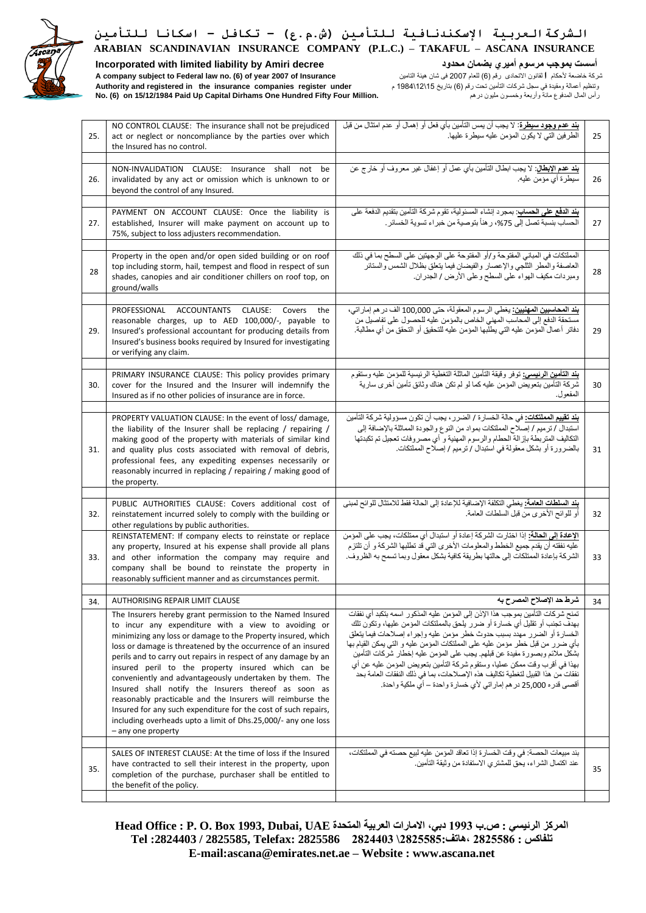| 25. | NO CONTROL CLAUSE: The insurance shall not be prejudiced act or neglect or noncompliance by the parties over which the Insured has no control. | **بند عدم وجود سيطرة:** لا يجب أن يمس التأمين بأي فعل أو إهمال أو عدم امتثال من قبل الطرفين التي لا يكون المؤمن عليه سيطرة عليها. | 25 |
|---|---|---|---|
| 26. | NON-INVALIDATION CLAUSE: Insurance shall not be invalidated by any act or omission which is unknown to or beyond the control of any Insured. | **بند عدم الإبطال:** لا يجب ابطال التأمين بأي عمل أو إغفال غير معروف أو خارج عن سيطرة أي مؤمن عليه. | 26 |
| 27. | PAYMENT ON ACCOUNT CLAUSE: Once the liability is established, Insurer will make payment on account up to 75%, subject to loss adjusters recommendation. | **بند الدفع على الحساب:** بمجرد إنشاء المسئولية، تقوم شركة التأمين بتقديم الدفعة على الحساب بنسبة تصل إلى 75%، رهناً بتوصية من خبراء تسوية الخسائر. | 27 |
| 28 | Property in the open and/or open sided building or on roof top including storm, hail, tempest and flood in respect of sun shades, canopies and air conditioner chillers on roof top, on ground/walls | الممتلكات في المباني المفتوحة و/أو المفتوحة على الوجهتين على السطح بما في ذلك العاصفة والمطر الثلجي والإعصار والفيضان فيما يتعلق بظلال الشمس والستائر ومبردات مكيف الهواء على السطح وعلى الأرض / الجدران. | 28 |
| 29. | PROFESSIONAL ACCOUNTANTS CLAUSE: Covers the reasonable charges, up to AED 100,000/-, payable to Insured's professional accountant for producing details from Insured's business books required by Insured for investigating or verifying any claim. | **بند المحاسبين المهنيين:** يغطي الرسوم المعقولة، حتى 100,000 الف درهم إماراتي، مستحقة الدفع إلى المحاسب المهني الخاص بالمؤمن عليه للحصول على تفاصيل من دفاتر أعمال المؤمن عليه التي يطلبها المؤمن عليه للتحقيق أو التحقق من أي مطالبة. | 29 |
| 30. | PRIMARY INSURANCE CLAUSE: This policy provides primary cover for the Insured and the Insurer will indemnify the Insured as if no other policies of insurance are in force. | **بند التأمين الرئيسي:** توفر وثيقة التأمين الماثلة التغطية الرئيسية للمؤمن عليه وستقوم شركة التأمين بتعويض المؤمن عليه كما لو لم تكن هناك وثائق تأمين أخرى سارية المفعول. | 30 |
| 31. | PROPERTY VALUATION CLAUSE: In the event of loss/ damage, the liability of the Insurer shall be replacing / repairing / making good of the property with materials of similar kind and quality plus costs associated with removal of debris, professional fees, any expediting expenses necessarily or reasonably incurred in replacing / repairing / making good of the property. | **بند تقييم الممتلكات:** في حالة الخسارة / الضرر، يجب أن تكون مسؤولية شركة التأمين استبدال / ترميم / إصلاح الممتلكات بمواد من النوع والجودة المماثلة بالإضافة إلى التكاليف المترتبطة بإزالة الحطام والرسوم المهنية و أي مصروفات تعجيل تم تكبدتها بالضرورة أو بشكل معقولة في استبدال / ترميم / إصلاح الممتلكات. | 31 |
| 32. | PUBLIC AUTHORITIES CLAUSE: Covers additional cost of reinstatement incurred solely to comply with the building or other regulations by public authorities. | **بند السلطات العامة:** يغطي التكلفة الإضافية للإعادة إلى الحالة فقط للامتثال للوائح لمبنى أو للوائح الأخرى من قبل السلطات العامة. | 32 |
| 33. | REINSTATEMENT: If company elects to reinstate or replace any property, Insured at his expense shall provide all plans and other information the company may require and company shall be bound to reinstate the property in reasonably sufficient manner and as circumstances permit. | **الإعادة إلى الحالة:** إذا اختارت الشركة إعادة أو استبدال أي ممتلكات، يجب على المؤمن عليه نفقته أن يقدم جميع الخطط والمعلومات الأخرى التي قد تطلبها الشركة و أن تلتزم الشركة بإعادة الممتلكات إلى حالتها بطريقة كافية بشكل معقول وبما تسمح به الظروف. | 33 |
| 34. | AUTHORISING REPAIR LIMIT CLAUSE | **شرط حد الإصلاح المصرح به** | 34 |
| | The Insurers hereby grant permission to the Named Insured to incur any expenditure with a view to avoiding or minimizing any loss or damage to the Property insured, which loss or damage is threatened by the occurrence of an insured perils and to carry out repairs in respect of any damage by an insured peril to the property insured which can be conveniently and advantageously undertaken by them. The Insured shall notify the Insurers thereof as soon as reasonably practicable and the Insurers will reimburse the Insured for any such expenditure for the cost such repairs, including overheads upto a limit of Dhs.25,000/- any one loss – any one property | تمنح شركات التأمين بموجب هذا الإذن إلى المؤمن عليه المذكور اسمه بتكبد أي نفقات بهدف تجنب أو تقليل أي خسارة أو ضرر يلحق بالممتلكات المؤمن عليها، وتكون تلك الخسارة أو الضرر مهدد بسبب حدوث خطر مؤمن عليه وإجراء إصلاحات فيما يتعلق بأي ضرر من قبل خطر مؤمن عليه على الممتلكات المؤمن عليه و التي يمكن القيام بها بشكل ملائم وبصورة مفيدة عن قبلهم. يجب على المؤمن عليه إخطار شركات التأمين بهذا في أقرب وقت ممكن عمليا، وستقوم شركة التأمين بتعويض المؤمن عليه عن أي نفقات من هذا القبيل لتغطية تكاليف هذه الإصلاحات، بما في ذلك النفقات العامة بحد أقصى قدره 25,000 درهم إماراتي لأي خسارة واحدة – أي ملكية واحدة. | |
| 35. | SALES OF INTEREST CLAUSE: At the time of loss if the Insured have contracted to sell their interest in the property, upon completion of the purchase, purchaser shall be entitled to the benefit of the policy. | بند مبيعات الحصة: في وقت الخسارة إذا تعاقد المؤمن عليه لبيع حصته في الممتلكات، عند اكتمال الشراء، يحق للمشتري الاستفادة من وثيقة التأمين. | 35 |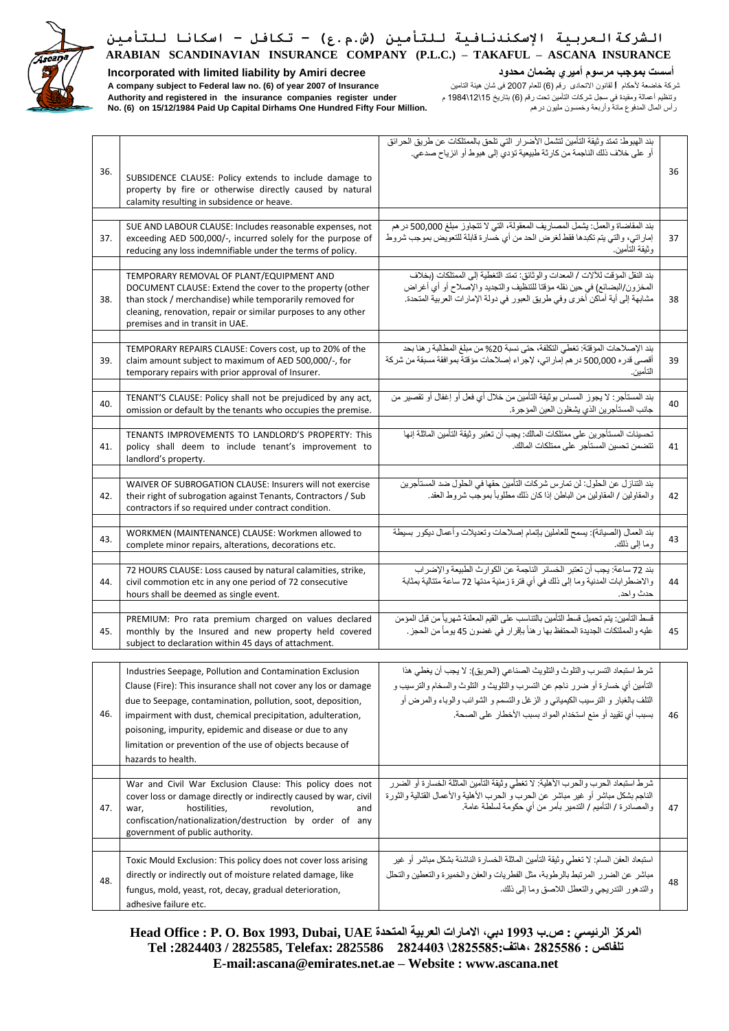| | | | |
|---|---|---|---|
| 36. | SUBSIDENCE CLAUSE: Policy extends to include damage to property by fire or otherwise directly caused by natural calamity resulting in subsidence or heave. | بند الهبوط: تمتد وثيقة التأمين لتشمل الأضرار التي تلحق بالممتلكات عن طريق الحرائق أو على خلاف ذلك الناجمة من كارثة طبيعية تؤدي إلى هبوط أو انزياح صدعي. | 36 |
| 37. | SUE AND LABOUR CLAUSE: Includes reasonable expenses, not exceeding AED 500,000/-, incurred solely for the purpose of reducing any loss indemnifiable under the terms of policy. | بند المقاضاة والعمل: يشمل المصاريف المعقولة، التي لا تتجاوز مبلغ 500,000 درهم إماراتي، والتي يتم تكبدها فقط لغرض الحد من أي خسارة قابلة للتعويض بموجب شروط وثيقة التأمين. | 37 |
| 38. | TEMPORARY REMOVAL OF PLANT/EQUIPMENT AND DOCUMENT CLAUSE: Extend the cover to the property (other than stock / merchandise) while temporarily removed for cleaning, renovation, repair or similar purposes to any other premises and in transit in UAE. | بند النقل المؤقت للآلات / المعدات والوثائق: تمتد التغطية إلى الممتلكات (بخلاف المخزون/البضائع) في حين نقله مؤقتا للتنظيف والتجديد والإصلاح أو أي أغراض مشابهة إلى أية أماكن أخرى وفي طريق العبور في دولة الإمارات العربية المتحدة. | 38 |
| 39. | TEMPORARY REPAIRS CLAUSE: Covers cost, up to 20% of the claim amount subject to maximum of AED 500,000/-, for temporary repairs with prior approval of Insurer. | بند الإصلاحات المؤقتة: تغطي التكلفة، حتى نسبة 20% من مبلغ المطالبة رهنا بحد أقصى قدره 500,000 درهم إماراتي، لإجراء إصلاحات مؤقتة بموافقة مسبقة من شركة التأمين. | 39 |
| 40. | TENANT'S CLAUSE: Policy shall not be prejudiced by any act, omission or default by the tenants who occupies the premise. | بند المستأجر: لا يجوز المساس بوثيقة التأمين من خلال أي فعل أو إغفال أو تقصير من جانب المستأجرين الذي يشغلون العين المؤجرة. | 40 |
| 41. | TENANTS IMPROVEMENTS TO LANDLORD'S PROPERTY: This policy shall deem to include tenant's improvement to landlord's property. | تحسينات المستأجرين على ممتلكات المالك: يجب أن تعتبر وثيقة التأمين الماثلة إنها تتضمن تحسين المستأجر على ممتلكات المالك. | 41 |
| 42. | WAIVER OF SUBROGATION CLAUSE: Insurers will not exercise their right of subrogation against Tenants, Contractors / Sub contractors if so required under contract condition. | بند التنازل عن الحلول: لن تمارس شركات التأمين حقها في الحلول ضد المستأجرين والمقاولين / المقاولين من الباطن إذا كان ذلك مطلوباً بموجب شروط العقد. | 42 |
| 43. | WORKMEN (MAINTENANCE) CLAUSE: Workmen allowed to complete minor repairs, alterations, decorations etc. | بند العمال (الصيانة): يسمح للعاملين بإتمام إصلاحات وتعديلات وأعمال ديكور بسيطة وما إلى ذلك. | 43 |
| 44. | 72 HOURS CLAUSE: Loss caused by natural calamities, strike, civil commotion etc in any one period of 72 consecutive hours shall be deemed as single event. | بند 72 ساعة: يجب أن تعتبر الخسائر الناجمة عن الكوارث الطبيعة والإضراب والاضطرابات المدنية وما إلى ذلك في أي فترة زمنية مدتها 72 ساعة متتالية بمثابة حدث واحد. | 44 |
| 45. | PREMIUM: Pro rata premium charged on values declared monthly by the Insured and new property held covered subject to declaration within 45 days of attachment. | قسط التأمين: يتم تحميل قسط التأمين بالتناسب على القيم المعلنة شهرياً من قبل المؤمن عليه والممتلكات الجديدة المحتفظ بها رهناً بإقرار في غضون 45 يوماً من الحجز. | 45 |
| 46. | Industries Seepage, Pollution and Contamination Exclusion Clause (Fire): This insurance shall not cover any los or damage due to Seepage, contamination, pollution, soot, deposition, impairment with dust, chemical precipitation, adulteration, poisoning, impurity, epidemic and disease or due to any limitation or prevention of the use of objects because of hazards to health. | شرط استبعاد التسرب والتلوث والتلويث الصناعي (الحريق): لا يجب أن يغطي هذا التأمين أي خسارة أو ضرر ناجم عن التسرب والتلويث و التلوث والسخام والترسيب و التلف بالغبار و الترسيب الكيميائي و الزغل والتسمم و الشوائب والوباء والمرض أو بسبب أي تقييد أو منع استخدام المواد بسبب الأخطار على الصحة. | 46 |
| 47. | War and Civil War Exclusion Clause: This policy does not cover loss or damage directly or indirectly caused by war, civil war, hostilities, revolution, and confiscation/nationalization/destruction by order of any government of public authority. | شرط استبعاد الحرب والحرب الأهلية: لا تغطي وثيقة التأمين الماثلة الخسارة أو الضرر الناجم بشكل مباشر أو غير مباشر عن الحرب و الحرب الأهلية والأعمال القتالية والثورة والمصادرة / التأميم / التدمير بأمر من أي حكومة لسلطة عامة. | 47 |
| 48. | Toxic Mould Exclusion: This policy does not cover loss arising directly or indirectly out of moisture related damage, like fungus, mold, yeast, rot, decay, gradual deterioration, adhesive failure etc. | استبعاد العفن السام: لا تغطي وثيقة التأمين الماثلة الخسارة الناشئة بشكل مباشر أو غير مباشر عن الضرر المرتبط بالرطوبة، مثل الفطريات والعفن والخميرة والتعفن والتحلل والتدهور التدريجي والتعطل اللاصق وما إلى ذلك. | 48 |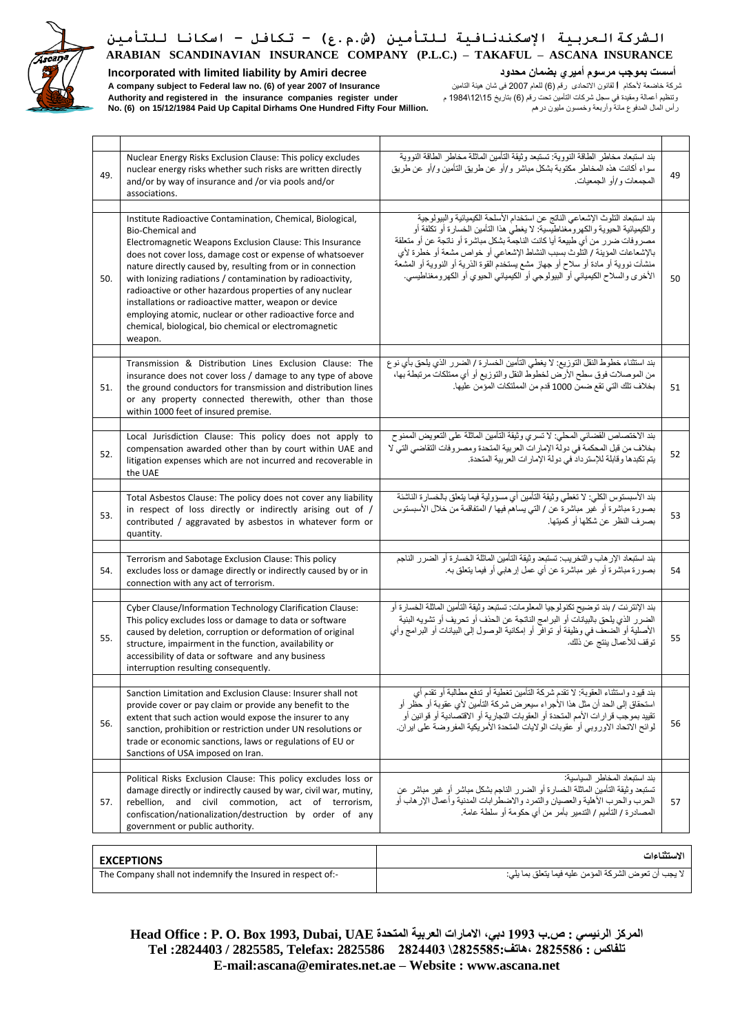| | | | |
|---|---|---|---|
| 49. | Nuclear Energy Risks Exclusion Clause: This policy excludes nuclear energy risks whether such risks are written directly and/or by way of insurance and /or via pools and/or associations. | بند استبعاد مخاطر الطاقة النووية: تستبعد وثيقة التأمين الماثلة مخاطر الطاقة النووية سواء أكانت هذه المخاطر مكتوبة بشكل مباشر و/أو عن طريق التأمين و/أو عن طريق المجمعات و/أو الجمعيات. | 49 |
| 50. | Institute Radioactive Contamination, Chemical, Biological, Bio-Chemical and Electromagnetic Weapons Exclusion Clause: This Insurance does not cover loss, damage cost or expense of whatsoever nature directly caused by, resulting from or in connection with Ionizing radiations / contamination by radioactivity, radioactive or other hazardous properties of any nuclear installations or radioactive matter, weapon or device employing atomic, nuclear or other radioactive force and chemical, biological, bio chemical or electromagnetic weapon. | بند استبعاد التلوث الإشعاعي الناتج عن استخدام الأسلحة الكيميائية والبيولوجية والكيميائية الحيوية والكهرومغناطيسية: لا يغطي هذا التأمين الخسارة أو تكلفة أو مصروفات ضرر من أي طبيعة أياً كانت الناجمة بشكل مباشرة أو ناتجة عن أو متعلقة بالإشعاعات المؤينة / التلوث بسبب النشاط الإشعاعي أو خواص مشعة أو خطرة لأي منشآت نووية أو مادة أو سلاح أو جهاز مشع يستخدم القوة الذرية أو النووية أو المشعة الأخرى والسلاح الكيميائي أو البيولوجي أو الكيميائي الحيوي أو الكهرومغناطيسي. | 50 |
| 51. | Transmission & Distribution Lines Exclusion Clause: The insurance does not cover loss / damage to any type of above the ground conductors for transmission and distribution lines or any property connected therewith, other than those within 1000 feet of insured premise. | بند استثناء خطوط النقل التوزيع: لا يغطي التأمين الخسارة / الضرر الذي يلحق بأي نوع من الموصلات فوق سطح الأرض لخطوط النقل والتوزيع أو أي ممتلكات مرتبطة بها، بخلاف تلك التي تقع ضمن 1000 قدم من الممتلكات المؤمن عليها. | 51 |
| 52. | Local Jurisdiction Clause: This policy does not apply to compensation awarded other than by court within UAE and litigation expenses which are not incurred and recoverable in the UAE | بند الاختصاص القضائي المحلي: لا تسري وثيقة التأمين الماثلة على التعويض الممنوح بخلاف من قبل المحكمة في دولة الإمارات العربية المتحدة ومصروفات التقاضي التي لا يتم تكبدها وقابلة للإسترداد في دولة الإمارات العربية المتحدة. | 52 |
| 53. | Total Asbestos Clause: The policy does not cover any liability in respect of loss directly or indirectly arising out of / contributed / aggravated by asbestos in whatever form or quantity. | بند الأسبستوس الكلي: لا تغطي وثيقة التأمين أي مسؤولية فيما يتعلق بالخسارة الناشئة بصورة مباشرة أو غير مباشرة عن / التي يساهم فيها / المتفاقمة من خلال الأسبستوس بصرف النظر عن شكلها أو كميتها. | 53 |
| 54. | Terrorism and Sabotage Exclusion Clause: This policy excludes loss or damage directly or indirectly caused by or in connection with any act of terrorism. | بند استبعاد الإرهاب والتخريب: تستبعد وثيقة التأمين الماثلة الخسارة أو الضرر الناجم بصورة مباشرة أو غير مباشرة عن أي عمل إرهابي أو فيما يتعلق به. | 54 |
| 55. | Cyber Clause/Information Technology Clarification Clause: This policy excludes loss or damage to data or software caused by deletion, corruption or deformation of original structure, impairment in the function, availability or accessibility of data or software and any business interruption resulting consequently. | بند الإنترنت / بند توضيح تكنولوجيا المعلومات: تستبعد وثيقة التأمين الماثلة الخسارة أو الضرر الذي يلحق بالبيانات أو البرامج الناتجة عن الحذف أو تحريف أو تشويه البنية الأصلية أو الضعف في وظيفة أو توافر أو إمكانية الوصول إلى البيانات أو البرامج وأي توقف للأعمال ينتج عن ذلك. | 55 |
| 56. | Sanction Limitation and Exclusion Clause: Insurer shall not provide cover or pay claim or provide any benefit to the extent that such action would expose the insurer to any sanction, prohibition or restriction under UN resolutions or trade or economic sanctions, laws or regulations of EU or Sanctions of USA imposed on Iran. | بند قيود واستثناء العقوبة: لا تقدم شركة التأمين تغطية أو تدفع مطالبة أو تقدم أي استحقاق إلى الحد أن مثل هذا الأجراء سيعرض شركة التأمين لأي عقوبة أو حظر أو تقييد بموجب قرارات الأمم المتحدة أو العقوبات التجارية أو الاقتصادية أو قوانين أو لوائح الاتحاد الاوروبي أو عقوبات الولايات المتحدة الأمريكية المفروضة على ايران. | 56 |
| 57. | Political Risks Exclusion Clause: This policy excludes loss or damage directly or indirectly caused by war, civil war, mutiny, rebellion, and civil commotion, act of terrorism, confiscation/nationalization/destruction by order of any government or public authority. | بند استبعاد المخاطر السياسية: تستبعد وثيقة التأمين الماثلة الخسارة أو الضرر الناجم بشكل مباشر أو غير مباشر عن الحرب والحرب الأهلية والعصيان والتمرد والاضطرابات المدنية وأعمال الإرهاب أو المصادرة / التأميم / التدمير بأمر من أي حكومة أو سلطة عامة. | 57 |

| EXCEPTIONS | الاستثناءات |
|---|---|
| The Company shall not indemnify the Insured in respect of:- | لا يجب أن تعوض الشركة المؤمن عليه فيما يتعلق بما يلي: |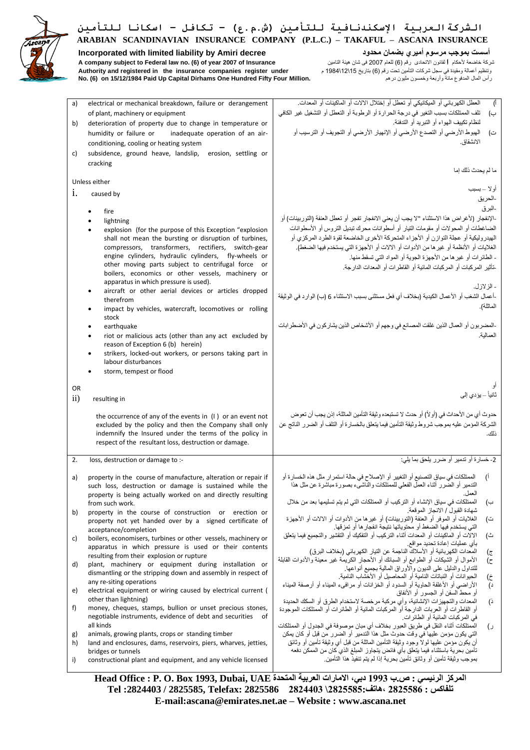# الـشركة الـعربيـة الإسكـنـدنـافـيـة لـلـتـأمـيـن (ش.م.ع) – تـكـافـل – اسـكـانـا لـلـتـأمـيـن

**ARABIAN SCANDINAVIAN INSURANCE COMPANY (P.L.C.) – TAKAFUL – ASCANA INSURANCE**

**Incorporated with limited liability by Amiri decree**

**A company subject to Federal law no. (6) of year 2007 of Insurance Authority and registered in the insurance companies register under No. (6) on 15/12/1984 Paid Up Capital Dirhams One Hundred Fifty Four Million.**

**أسست بموجب مرسوم أميري بضمان محدود**

شركة خاضعة لأحكام لقانون الاتحادي رقم (6) للعام 2007 في شان هيئة التامين وتنظيم اعمالة ومقيدة في سجل شركات التأمين تحت رقم (6) بتاريخ 15\12\1984 م رأس المال المدفوع مائة وأربعة وخمسون مليون درهم

a) electrical or mechanical breakdown, failure or derangement of plant, machinery or equipment

b) deterioration of property due to change in temperature or humidity or failure or inadequate operation of an air-conditioning, cooling or heating system

c) subsidence, ground heave, landslip, erosion, settling or cracking

Unless either

i. caused by

- fire
- lightning
- explosion (for the purpose of this Exception "explosion shall not mean the bursting or disruption of turbines, compressors, transformers, rectifiers, switch-gear engine cylinders, hydraulic cylinders, fly-wheels or other moving parts subject to centrifugal force or boilers, economics or other vessels, machinery or apparatus in which pressure is used).
- aircraft or other aerial devices or articles dropped therefrom
- impact by vehicles, watercraft, locomotives or rolling stock
- earthquake
- riot or malicious acts (other than any act excluded by reason of Exception 6 (b) herein)
- strikers, locked-out workers, or persons taking part in labour disturbances
- storm, tempest or flood

OR

ii) resulting in

the occurrence of any of the events in (I ) or an event not excluded by the policy and then the Company shall only indemnify the Insured under the terms of the policy in respect of the resultant loss, destruction or damage.

أ) العطل الكهربائي أو الميكانيكي أو تعطل أو إختلال الالات أو الماكينات أو المعدات.

ب) تلف الممتلكات بسبب التغير في درجة الحرارة أو الرطوبة أو التعطل أو التشغيل غير الكافي لنظام تكييف الهواء أو التبريد أو التدفئة.

ت) الهبوط الأرضي أو التصدع الأرضي أو الإنهيار الأرضي أو التجويف أو الترسيب أو الانشقاق.

ما لم يحدث ذلك إما

أولا – بسبب

-الحريق

-البرق

-الإنفجار (لأغراض هذا الاستثناء "لا يجب أن يعني الانفجار تفجر أو تعطل العنفة (التوربينات) أو الضاغطات أو المحولات أو مقومات التيار أو أسطوانات محرك تبديل التروس أو الأسطوانات الهيدروليكية أو عجلة التوازن أو الأجزاء المتحركة الأخرى الخاضعة لقوة الطرد المركزي أو الغلايات أو الأنظمة أو غيرها من الأدوات أو الالات أو الأجهزة التي يستخدم فيها الضغط).

- الطائرات أو غيرها من الأجهزة الجوية أو المواد التي تسقط منها.

-تأثير المركبات أو المركبات المائية أو القاطرات أو المعدات الدارجة.

- الزلازل.

-أعمال الشغب أو الأعمال الكيدية (بخلاف أي فعل مستثنى بسبب الاستثناء 6 (ب) الوارد في الوثيقة الماثلة).

-المضربون أو العمال الذين غلقت المصانع في وجهم أو الأشخاص الذين يشاركون في الأضطرابات العمالية.

أو

ثانياً – يؤدي إلى

حدوث أي من الأحداث في (أولاً) أو حدث لا تستبعده وثيقة التأمين الماثلة، إذن يجب أن تعوض الشركة المؤمن عليه بموجب شروط وثيقة التأمين فيما يتعلق بالخسارة أو التلف أو الضرر الناتج عن ذلك.

2. loss, destruction or damage to :-

a) property in the course of manufacture, alteration or repair if such loss, destruction or damage is sustained while the property is being actually worked on and directly resulting from such work.

b) property in the course of construction or erection or property not yet handed over by a signed certificate of acceptance/completion

c) boilers, economisers, turbines or other vessels, machinery or apparatus in which pressure is used or their contents resulting from their explosion or rupture

d) plant, machinery or equipment during installation or dismantling or the stripping down and assembly in respect of any re-siting operations

e) electrical equipment or wiring caused by electrical current ( other than lightning)

f) money, cheques, stamps, bullion or unset precious stones, negotiable instruments, evidence of debt and securities of all kinds

g) animals, growing plants, crops or standing timber

h) land and enclosures, dams, reservoirs, piers, wharves, jetties, bridges or tunnels

i) constructional plant and equipment, and any vehicle licensed

2- خسارة أو تدمير أو ضرر يلحق بما يلي:

أ) الممتلكات في سياق التصنيع أو التغيير أو الإصلاح في حالة استمرار مثل هذه الخسارة أو التدمير أو الضرر أثناء العمل الفعلي للممتلكات والناشيء بصورة مباشرة عن مثل هذا العمل.

ب) الممتلكات في سياق الإنشاء أو التركيب أو الممتلكات التي لم يتم تسليمها بعد من خلال شهادة القبول / الانجاز الموقعة.

ت) الغلايات أو الموفر أو العنفة (التوربينات) أو غيرها من الأدوات أو الالات أو الأجهزة التي يستخدم فيها الضغط أو محتوياتها نتيجة انفجارها أو تمزقها.

ث) الالات أو الماكينات أو المعدات أثناء التركيب أو التفكيك أو التقشير والتجميع فيما يتعلق بأي عمليات إعادة تحديد مواقع.

ج) المعدات الكهربائية أو الأسلاك الناجمة عن التيار الكهربائي (بخلاف البرق)

ح) الأموال أو الشيكات أو الطوابع أو السبائك أو الأحجار الكريمة غير معينة والأدوات القابلة للتداول والدليل على الديون والأوراق المالية بجميع أنواعها.

خ) الحيوانات أو النباتات النامية أو المحاصيل أو الأخشاب النامية.

د) الأراضي أو الأغلفة الحاوية أو السدود أو الخزانات أو مرافيء الميناء أو أرصفة الميناء أو محط السفن أو الجسور أو الأنفاق

ذ) المعدات والتجهيزات الإنشائية، وأي مركبة مرخصة لاستخدام الطرق أو السكك الحديدة أو القاطرات أو العربات الدارجة أو المركبات المائية أو الطائرات أو الممتلكات الموجودة في المركبات المائية أو الطائرات.

ر) الممتلكات أثناء النقل في طريق العبور بخلاف أي مبان موصوفة في الجدول أو الممتلكات التي يكون مؤمن عليها في وقت حدوث مثل هذا التدمير أو الضرر من قبل أو كان يمكن أن يكون مؤمن عليها لولا وجود وثيقة التأمين الماثلة من قبل أي وثيقة تأمين أو وثائق تأمين بحرية باستثناء فيما يتعلق بأي فائض يتجاوز المبلغ الذي كان من الممكن دفعه بموجب وثيقة تأمين أو وثائق تأمين بحرية إذا لم يتم تنفيذ هذا التأمين.

**Head Office : P. O. Box 1993, Dubai, UAE المركز الرئيسي : ص.ب 1993 دبي، الامارات العربية المتحدة**

**Tel :2824403 / 2825585, Telefax: 2825586 تلفاكس : 2825586 ،هاتف:2825585\ 2824403**

**E-mail:ascana@emirates.net.ae – Website : www.ascana.net**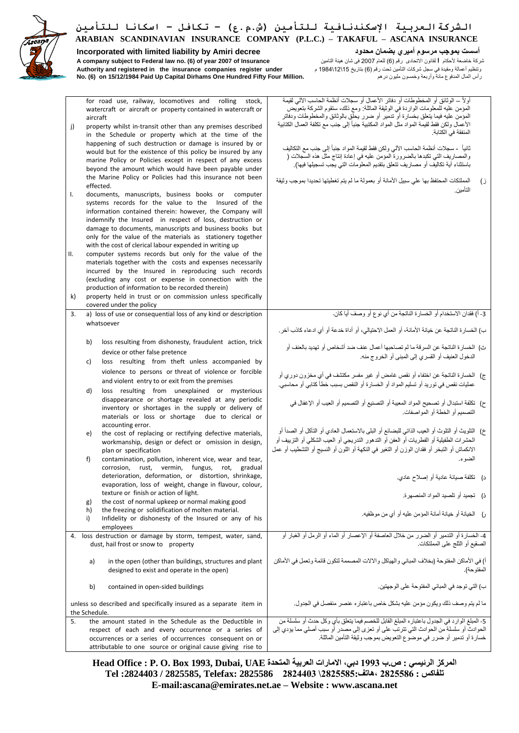| | |
|---|---|
| for road use, railway, locomotives and rolling stock, watercraft or aircraft or property contained in watercraft or aircraft<br>j) property whilst in-transit other than any premises described in the Schedule or property which at the time of the happening of such destruction or damage is insured by or would but for the existence of this policy be insured by any marine Policy or Policies except in respect of any excess beyond the amount which would have been payable under the Marine Policy or Policies had this insurance not been effected.<br>I. documents, manuscripts, business books or computer systems records for the value to the Insured of the information contained therein: however, the Company will indemnify the Insured in respect of loss, destruction or damage to documents, manuscripts and business books but only for the value of the materials as stationery together with the cost of clerical labour expended in writing up<br>II. computer systems records but only for the value of the materials together with the costs and expenses necessarily incurred by the Insured in reproducing such records (excluding any cost or expense in connection with the production of information to be recorded therein)<br>k) property held in trust or on commission unless specifically covered under the policy | أولاً – الوثائق أو المخطوطات أو دفاتر الأعمال أو سجلات أنظمة الحاسب الآلي لقيمة المؤمن عليه للمعلومات الواردة في الوثيقة المماثلة: ومع ذلك، ستقوم الشركة بتعويض المؤمن عليه فيما يتعلق بخسارة أو تدمير أو ضرر يلحق بالوثائق والمخطوطات ودفاتر الأعمال ولكن فقط لقيمة المواد مثل المواد المكتبية جنباً إلى جنب مع تكلفة العمال الكتابية المنفقة في الكتابة.<br>ثانياً - سجلات أنظمة الحاسب الآلي ولكن فقط لقيمة المواد جنباً إلى جنب مع التكاليف والمصاريف التي تكبدها بالضرورة المؤمن عليه في إعادة إنتاج مثل هذه السجلات ( باستثناء أية تكاليف أو مصاريف تتعلق بتقديم المعلومات التي يجب تسجيلها فيها).<br>ز) الممتلكات المحتفظ بها على سبيل الأمانة أو بعمولة ما لم يتم تغطيتها تحديدا بموجب وثيقة التأمين. |
| 3. a) loss of use or consequential loss of any kind or description whatsoever<br>b) loss resulting from dishonesty, fraudulent action, trick device or other false pretence<br>c) loss resulting from theft unless accompanied by violence to persons or threat of violence or forcible and violent entry to or exit from the premises<br>d) loss resulting from unexplained or mysterious disappearance or shortage revealed at any periodic inventory or shortages in the supply or delivery of materials or loss or shortage due to clerical or accounting error.<br>e) the cost of replacing or rectifying defective materials, workmanship, design or defect or omission in design, plan or specification<br>f) contamination, pollution, inherent vice, wear and tear, corrosion, rust, vermin, fungus, rot, gradual deterioration, deformation, or distortion, shrinkage, evaporation, loss of weight, change in flavour, colour, texture or finish or action of light.<br>g) the cost of normal upkeep or normal making good<br>h) the freezing or solidification of molten material.<br>i) Infidelity or dishonesty of the Insured or any of his employees | 3- أ) فقدان الاستخدام أو الخسارة الناتجة من أي نوع أو وصف أيا كان.<br>ب) الخسارة الناتجة عن خيانة الأمانة، أو العمل الاحتيالي، أو أداة خدعة أو أي ادعاء كاذب آخر.<br>ث) الخسارة الناتجة عن السرقة ما لم تصاحبها أعمال عنف ضد أشخاص أو تهديد بالعنف أو الدخول العنيف أو القسري إلى المبنى أو الخروج منه.<br>ج) الخسارة الناتجة عن اختفاء أو نقص غامض أو غير مفسر مكتشف في أي مخزون دوري أو عمليات نقص في توريد أو تسليم المواد أو الخسارة أو النقص بسبب خطأ كتابي أو محاسبي.<br>ح) تكلفة استبدال أو تصحيح المواد المعيبة أو التصنيع أو التصميم أو العيوب أو الإغفال في التصميم أو الخطة أو المواصفات.<br>خ) التلويث أو التلوث أو العيب الذاتي للبضائع أو البلى بالاستعمال العادي أو التآكل أو الصدأ أو الحشرات الطفيلية أو الفطريات أو العفن أو التدهور التدريجي أو العيب الشكلي أو التزييف أو الانكماش أو التبخر أو فقدان الوزن أو التغير في النكهة أو اللون أو النسيج أو التشطيب أو عمل الضوء.<br>د) تكلفة صيانة عادية أو إصلاح عادي.<br>ذ) تجميد أو تلصيد المواد المنصهرة.<br>ر) الخيانة أو خيانة أمانة المؤمن عليه أو أي من موظفيه. |
| 4. loss destruction or damage by storm, tempest, water, sand, dust, hail frost or snow to property<br>a) in the open (other than buildings, structures and plant designed to exist and operate in the open)<br>b) contained in open-sided buildings<br>unless so described and specifically insured as a separate item in the Schedule. | 4- الخسارة أو التدمير أو الضرر من خلال العاصفة أو الإعصار أو الماء أو الرمل أو الغبار أو الصقيع أو الثلج على الممتلكات.<br>أ) في الأماكن المفتوحة (بخلاف المباني والهياكل والالات المصممة لتكون قائمة وتعمل في الأماكن المفتوحة).<br>ب) التي توجد في المباني المفتوحة على الوجهتين.<br>ما لم يتم وصف ذلك ويكون مؤمن عليه بشكل خاص باعتباره عنصر منفصل في الجدول. |
| 5. the amount stated in the Schedule as the Deductible in respect of each and every occurrence or a series of occurrences or a series of occurrences consequent on or attributable to one source or original cause giving rise to | 5- المبلغ الوارد في الجدول باعتباره المبلغ القابل للخصم فيما يتعلق بأي وكل حدث أو سلسلة من الحوادث أو سلسلة من الحوادث التي تترتب على أو تعزى إلى مصدر أو سبب أصلي مما يؤدي إلى خسارة أو تدمير أو ضرر في موضوع التعويض بموجب وثيقة التأمين المماثلة. |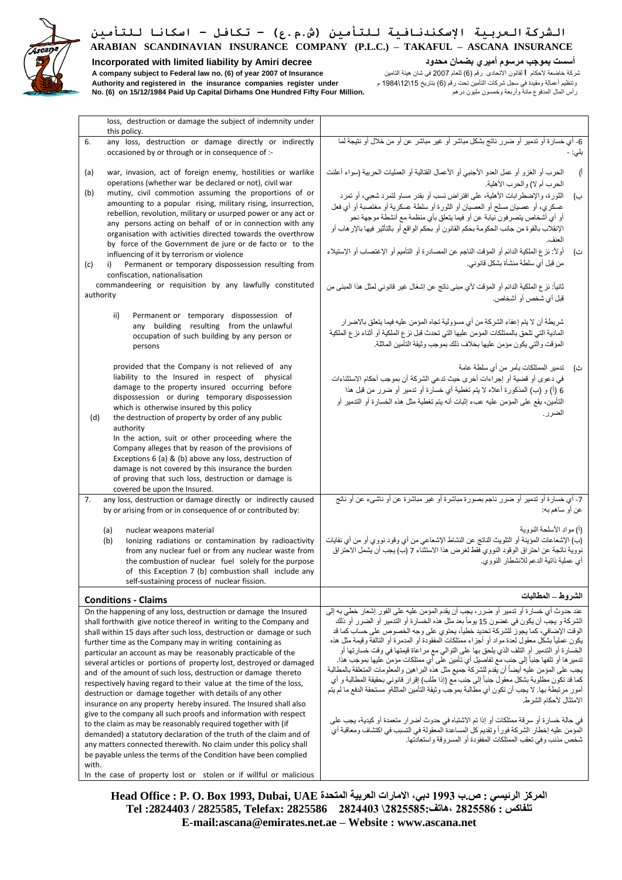loss, destruction or damage the subject of indemnity under this policy.

6. any loss, destruction or damage directly or indirectly occasioned by or through or in consequence of :-

(a) war, invasion, act of foreign enemy, hostilities or warlike operations (whether war be declared or not), civil war

(b) mutiny, civil commotion assuming the proportions of or amounting to a popular rising, military rising, insurrection, rebellion, revolution, military or usurped power or any act or any persons acting on behalf of or in connection with any organisation with activities directed towards the overthrow by force of the Government de jure or de facto or the influencing of it by terrorism or violence

(c) i) Permanent or temporary dispossession resulting from confiscation, nationalisation commandeering or requisition by any lawfully constituted authority

ii) Permanent or temporary dispossession of any building resulting from the unlawful occupation of such building by any person or persons

provided that the Company is not relieved of any liability to the Insured in respect of physical damage to the property insured occurring before dispossession or during temporary dispossession which is otherwise insured by this policy

(d) the destruction of property by order of any public authority

In the action, suit or other proceeding where the Company alleges that by reason of the provisions of Exceptions 6 (a) & (b) above any loss, destruction of damage is not covered by this insurance the burden of proving that such loss, destruction or damage is covered be upon the Insured.

7. any loss, destruction or damage directly or indirectly caused by or arising from or in consequence of or contributed by:

(a) nuclear weapons material

(b) Ionizing radiations or contamination by radioactivity from any nuclear fuel or from any nuclear waste from the combustion of nuclear fuel solely for the purpose of this Exception 7 (b) combustion shall include any self-sustaining process of nuclear fission.

6- أي خسارة أو تدمير أو ضرر ناتج بشكل مباشر أو غير مباشر عن أو من خلال أو نتيجة لما يلي: -

أ) الحرب أو الغزو أو عمل العدو الأجنبي أو الأعمال القتالية أو العمليات الحربية (سواء أعلنت الحرب أم لا) والحرب الأهلية.

ب) الثورة، والإضطرابات الأهلية، على افتراض نسب أو بقدر مساو لتمرد شعبي، أو تمرد عسكري، أو عصيان مسلح أو العصيان أو الثورة أو سلطة عسكرية أو مغتصبة أو أي فعل أو أي أشخاص يتصرفون نيابة عن أو فيما يتعلق بأي منظمة مع أنشطة موجهة نحو الإنقلاب بالقوة من جانب الحكومة بحكم القانون أو بحكم الواقع أو بالتأثير فيها بالإرهاب أو العنف.

ت) أولاً: نزع الملكية الدائم أو المؤقت الناجم عن المصادرة أو التأميم أو الإغتصاب أو الإستيلاء من قبل أي سلطة منشأة بشكل قانوني.

ثانياً: نزع الملكية الدائم أو المؤقت لأي مبنى ناتج عن إشغال غير قانوني لمثل هذا المبنى من قبل أي شخص أو أشخاص.

شريطة أن لا يتم إعفاء الشركة من أي مسؤولية تجاه المؤمن عليه فيما يتعلق بالاضرار المادية التي تلحق بالممتلكات المؤمن عليها التي تحدث قبل نزع الملكية أو أثناء نزع الملكية المؤقت والتي يكون مؤمن عليها بخلاف ذلك بموجب وثيقة التأمين الماثلة.

ث) تدمير الممتلكات بأمر من أي سلطة عامة

في دعوى أو قضية أو إجراءات أخرى حيث تدعي الشركة أن بموجب أحكام الاستثناءات 6 (أ) و (ب) المذكورة أعلاه لا يتم تغطية أي خسارة أو تدمير أو ضرر من قبل هذا التأمين، يقع على المؤمن عليه عبء إثبات أنه يتم تغطية مثل هذه الخسارة أو التدمير أو الضرر.

7- أي خسارة أو تدمير أو ضرر ناجم بصورة مباشرة أو غير مباشرة عن أو ناشيء عن أو ناتج عن أو ساهم به:

(أ) مواد الأسلحة النووية

(ب) الإشعاعات المؤينة أو التلويث الناتج عن النشاط الإشعاعي من أي وقود نووي أو من أي نفايات نووية ناتجة عن احتراق الوقود النووي فقط لغرض هذا الاستثناء 7 (ب) يجب أن يشمل الاحتراق أي عملية ذاتية الدعم للانشطار النووي.

## Conditions - Claims

On the happening of any loss, destruction or damage the Insured shall forthwith give notice thereof in writing to the Company and shall within 15 days after such loss, destruction or damage or such further time as the Company may in writing containing as particular an account as may be reasonably practicable of the several articles or portions of property lost, destroyed or damaged and of the amount of such loss, destruction or damage thereto respectively having regard to their value at the time of the loss, destruction or damage together with details of any other insurance on any property hereby insured. The Insured shall also give to the company all such proofs and information with respect to the claim as may be reasonably required together with (if demanded) a statutory declaration of the truth of the claim and of any matters connected therewith. No claim under this policy shall be payable unless the terms of the Condition have been complied with.

In the case of property lost or stolen or if willful or malicious

## الشروط – المطالبات

عند حدوث أي خسارة أو تدمير أو ضرر، يجب أن يقدم المؤمن عليه على الفور إشعار خطي به إلى الشركة و يجب أن يكون في غضون 15 يوماً بعد مثل هذه الخسارة أو التدمير أو الضرر أو ذلك الوقت الإضافي، كما يجوز للشركة تحديد خطياً، يحتوي على وجه الخصوص على حساب كما قد يكون عملياً بشكل معقول لعدة مواد أو أجزاء ممتلكات المفقودة أو المدمرة أو التالفة وقيمة مثل هذه الخسارة أو التدمير أو التلف الذي يلحق بها على التوالي مع مراعاة قيمتها في وقت خسارتها أو تدميرها أو تلفها جنباً إلى جنب مع تفاصيل أي تأمين على أي ممتلكات مؤمن عليها بموجب هذا. يجب على المؤمن عليه أيضاً أن يقدم للشركة جميع مثل هذه البراهين والمعلومات المتعلقة بالمطالبة كما قد تكون مطلوبة بشكل معقول جنباً إلى جنب مع (إذا طلب) إقرار قانوني بحقيقة المطالبة و أي أمور مرتبطة بها. لا يجب أن تكون أي مطالبة بموجب وثيقة التأمين الماثلة مستحقة الدفع ما لم يتم الامتثال لأحكام الشرط.

في حالة خسارة أو سرقة ممتلكات أو إذا تم الاشتباه في حدوث أضرار متعمدة أو كيدية، يجب على المؤمن عليه إخطار الشركة فوراً وتقديم كل المساعدة المعقولة في التسبب في اكتشاف ومعاقبة أي شخص مذنب وفي تعقب الممتلكات المفقودة أو المسروقة واستعادتها.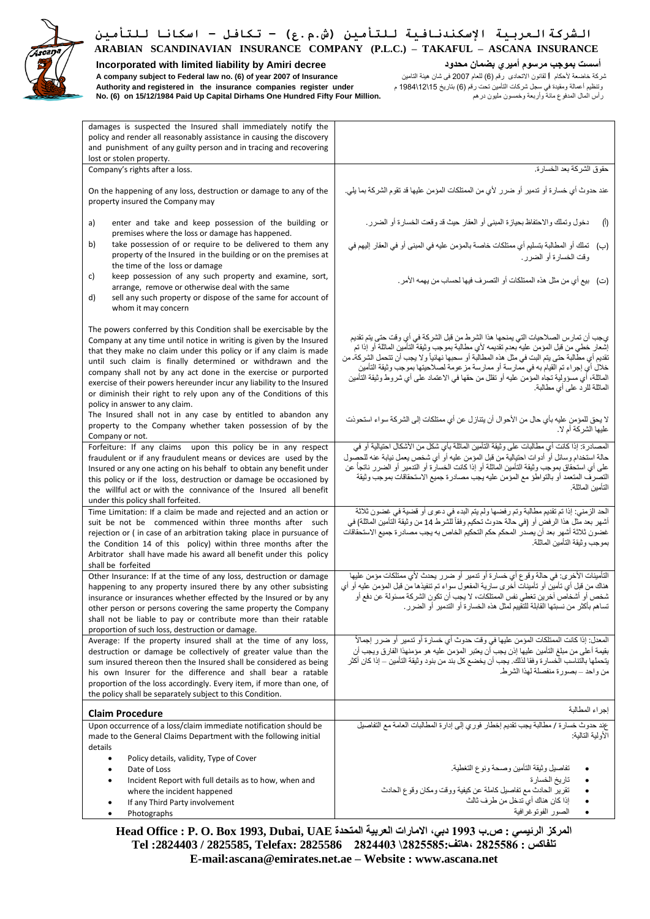| | |
|---|---|
| damages is suspected the Insured shall immediately notify the policy and render all reasonably assistance in causing the discovery and punishment of any guilty person and in tracing and recovering lost or stolen property. | |
| Company's rights after a loss.<br><br>On the happening of any loss, destruction or damage to any of the property insured the Company may<br><br>a) enter and take and keep possession of the building or premises where the loss or damage has happened.<br>b) take possession of or require to be delivered to them any property of the Insured in the building or on the premises at the time of the loss or damage<br>c) keep possession of any such property and examine, sort, arrange, remove or otherwise deal with the same<br>d) sell any such property or dispose of the same for account of whom it may concern<br><br>The powers conferred by this Condition shall be exercisable by the Company at any time until notice in writing is given by the Insured that they make no claim under this policy or if any claim is made until such claim is finally determined or withdrawn and the company shall not by any act done in the exercise or purported exercise of their powers hereunder incur any liability to the Insured or diminish their right to rely upon any of the Conditions of this policy in answer to any claim.<br>The Insured shall not in any case by entitled to abandon any property to the Company whether taken possession of by the Company or not. | حقوق الشركة بعد الخسارة.<br><br>عند حدوث أي خسارة أو تدمير أو ضرر لأي من الممتلكات المؤمن عليها قد تقوم الشركة بما يلي.<br><br>(أ) دخول وتملك والاحتفاظ بحيازة المبنى أو العقار حيث قد وقعت الخسارة أو الضرر.<br>(ب) تملك أو المطالبة بتسليم أي ممتلكات خاصة بالمؤمن عليه في المبنى أو في العقار إليهم في وقت الخسارة أو الضرر.<br>(ت) بيع أي من مثل هذه الممتلكات أو التصرف فيها لحساب من يهمه الأمر.<br><br>يجب أن تمارس الصلاحيات التي يمنحها هذا الشرط من قبل الشركة في أي وقت حتى يتم تقديم إشعار خطي من قبل المؤمن عليه بعدم تقديمه لأي مطالبة بموجب وثيقة التأمين الماثلة أو إذا تم تقديم أي مطالبة حتى يتم البت في مثل هذه المطالبة أو سحبها نهائياً ولا يجب أن تتحمل الشركة، من خلال أي إجراء تم القيام به في ممارسة أو ممارسة مزعومة لصلاحيتها بموجب وثيقة التأمين الماثلة، أي مسؤولية تجاه المؤمن عليه أو تقلل من حقها في الاعتماد على أي شروط وثيقة التأمين الماثلة للرد على أي مطالبة.<br><br>لا يحق للمؤمن عليه بأي حال من الأحوال أن يتنازل عن أي ممتلكات إلى الشركة سواء استحوذت عليها الشركة أم لا. |
| Forfeiture: If any claims upon this policy be in any respect fraudulent or if any fraudulent means or devices are used by the Insured or any one acting on his behalf to obtain any benefit under this policy or if the loss, destruction or damage be occasioned by the willful act or with the connivance of the Insured all benefit under this policy shall be forfeited. | المصادرة: إذا كانت أي مطالبات على وثيقة التأمين الماثلة بأي شكل من الأشكال احتيالية أو في حالة استخدام وسائل أو أدوات احتيالية من قبل المؤمن عليه أو أي شخص يعمل نيابة عنه للحصول على أي استحقاق بموجب وثيقة التأمين الماثلة أو إذا كانت الخسارة أو التدمير أو الضرر ناتجاً عن التصرف المتعمد أو بالتواطؤ مع المؤمن عليه يجب مصادرة جميع الاستحقاقات بموجب وثيقة التأمين الماثلة. |
| Time Limitation: If a claim be made and rejected and an action or suit be not be commenced within three months after such rejection or ( in case of an arbitration taking place in pursuance of the Condition 14 of this policy) within three months after the Arbitrator shall have made his award all benefit under this policy shall be forfeited | الحد الزمني: إذا تم تقديم مطالبة وتم رفضها ولم يتم البدء في دعوى أو قضية في غضون ثلاثة أشهر بعد مثل هذا الرفض أو (في حالة حدوث تحكيم وفقاً للشرط 14 من وثيقة التأمين الماثلة) في غضون ثلاثة أشهر بعد أن يصدر المحكم حكم التحكيم الخاص به يجب مصادرة جميع الاستحقاقات بموجب وثيقة التأمين الماثلة. |
| Other Insurance: If at the time of any loss, destruction or damage happening to any property insured there by any other subsisting insurance or insurances whether effected by the Insured or by any other person or persons covering the same property the Company shall not be liable to pay or contribute more than their ratable proportion of such loss, destruction or damage. | التأمينات الأخرى: في حالة وقوع أي خسارة أو تدمير أو ضرر يحدث لأي ممتلكات مؤمن عليها هناك من قبل أي تأمين أو تأمينات أخرى سارية المفعول سواء تم تنفيذها من قبل المؤمن عليه أو أي شخص أو أشخاص آخرين تغطي نفس الممتلكات، لا يجب أن تكون الشركة مسئولة عن دفع أو تساهم بأكثر من نسبتها القابلة للتقييم لمثل هذه الخسارة أو التدمير أو الضرر. |
| Average: If the property insured shall at the time of any loss, destruction or damage be collectively of greater value than the sum insured thereon then the Insured shall be considered as being his own Insurer for the difference and shall bear a ratable proportion of the loss accordingly. Every item, if more than one, of the policy shall be separately subject to this Condition. | المعدل: إذا كانت الممتلكات المؤمن عليها في وقت حدوث أي خسارة أو تدمير أو ضرر إجمالاً بقيمة أعلى من مبلغ التأمين عليها إذن يجب أن يعتبر المؤمن عليه هو مؤمنهذا الفارق ويجب أن يتحملها بالتناسب الخسارة وفقا لذلك. يجب أن يخضع كل بند من بنود وثيقة التأمين – إذا كان أكثر من واحد – بصورة منفصلة لهذا الشرط. |
| **Claim Procedure** | إجراء المطالبة |
| Upon occurrence of a loss/claim immediate notification should be made to the General Claims Department with the following initial details<br>• Policy details, validity, Type of Cover<br>• Date of Loss<br>• Incident Report with full details as to how, when and where the incident happened<br>• If any Third Party involvement<br>• Photographs | عند حدوث خسارة / مطالبة يجب تقديم إخطار فوري إلى إدارة المطالبات العامة مع التفاصيل الأولية التالية:<br>• تفاصيل وثيقة التأمين وصحة ونوع التغطية.<br>• تاريخ الخسارة<br>• تقرير الحادث مع تفاصيل كاملة عن كيفية ووقت ومكان وقوع الحادث<br>• إذا كان هناك أي تدخل من طرف ثالث<br>• الصور الفوتوغرافية |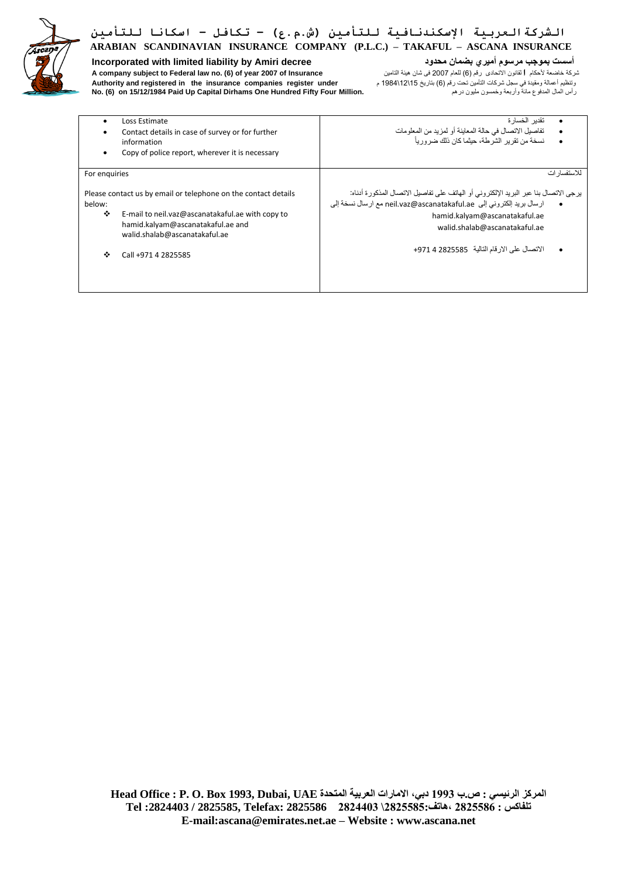| | |
|---|---|
| • Loss Estimate<br>• Contact details in case of survey or for further information<br>• Copy of police report, wherever it is necessary | • تقدير الخسارة<br>• تفاصيل الاتصال في حالة المعاينة أو لمزيد من المعلومات<br>• نسخة من تقرير الشرطة، حيثما كان ذلك ضرورياً |
| For enquiries<br><br>Please contact us by email or telephone on the contact details below:<br>❖ E-mail to neil.vaz@ascanatakaful.ae with copy to hamid.kalyam@ascanatakaful.ae and walid.shalab@ascanatakaful.ae<br><br>❖ Call +971 4 2825585 | للاستفسارات<br><br>يرجى الاتصال بنا عبر البريد الإلكتروني أو الهاتف على تفاصيل الاتصال المذكورة أدناه:<br>• ارسال بريد إلكتروني إلى neil.vaz@ascanatakaful.ae مع ارسال نسخة إلى hamid.kalyam@ascanatakaful.ae walid.shalab@ascanatakaful.ae<br><br>• الاتصال على الارقام التالية +971 4 2825585 |